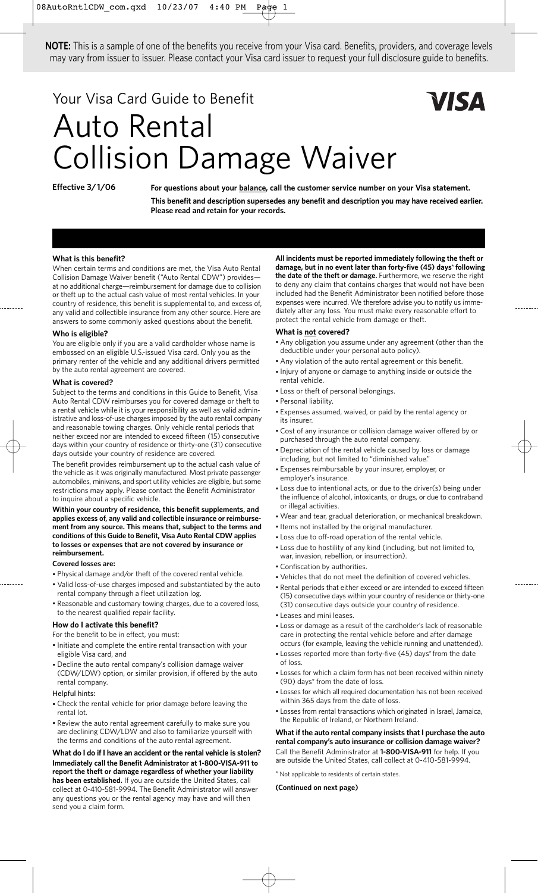**NOTE:** This is a sample of one of the benefits you receive from your Visa card. Benefits, providers, and coverage levels may vary from issuer to issuer. Please contact your Visa card issuer to request your full disclosure guide to benefits.

Your Visa Card Guide to Benefit

# Auto Rental Collision Damage Waiver

**Effective 3/1/06**

**For questions about your balance, call the customer service number on your Visa statement.**

**This benefit and description supersedes any benefit and description you may have received earlier. Please read and retain for your records.**

### What is this benefit?

When certain terms and conditions are met, the Visa Auto Rental Collision Damage Waiver benefit ("Auto Rental CDW") provides—at no additional charge—reimbursement for damage due to collision or theft up to the actual cash value of most rental vehicles. In your country of residence, this benefit is supplemental to, and excess of, any valid and collectible insurance from any other source. Here are answers to some commonly asked questions about the benefit.

### Who is eligible?

You are eligible only if you are a valid cardholder whose name is embossed on an eligible U.S.-issued Visa card. Only you as the primary renter of the vehicle and any additional drivers permitted by the auto rental agreement are covered.

### What is covered?

Subject to the terms and conditions in this Guide to Benefit, Visa Auto Rental CDW reimburses you for covered damage or theft to a rental vehicle while it is your responsibility as well as valid administrative and loss-of-use charges imposed by the auto rental company and reasonable towing charges. Only vehicle rental periods that neither exceed nor are intended to exceed fifteen (15) consecutive days within your country of residence or thirty-one (31) consecutive days outside your country of residence are covered.

The benefit provides reimbursement up to the actual cash value of the vehicle as it was originally manufactured. Most private passenger automobiles, minivans, and sport utility vehicles are eligible, but some restrictions may apply. Please contact the Benefit Administrator to inquire about a specific vehicle.

**Within your country of residence, this benefit supplements, and applies excess of, any valid and collectible insurance or reimbursement from any source. This means that, subject to the terms and conditions of this Guide to Benefit, Visa Auto Rental CDW applies to losses or expenses that are not covered by insurance or reimbursement.**

#### Covered losses are:

- Physical damage and/or theft of the covered rental vehicle.
- Valid loss-of-use charges imposed and substantiated by the auto rental company through a fleet utilization log.
- Reasonable and customary towing charges, due to a covered loss, to the nearest qualified repair facility.

### How do I activate this benefit?

For the benefit to be in effect, you must:

- Initiate and complete the entire rental transaction with your eligible Visa card, and
- Decline the auto rental company's collision damage waiver (CDW/LDW) option, or similar provision, if offered by the auto rental company.

Helpful hints:

- Check the rental vehicle for prior damage before leaving the rental lot.
- Review the auto rental agreement carefully to make sure you are declining CDW/LDW and also to familiarize yourself with the terms and conditions of the auto rental agreement.

### What do I do if I have an accident or the rental vehicle is stolen?

**Immediately call the Benefit Administrator at 1-800-VISA-911 to report the theft or damage regardless of whether your liability has been established.** If you are outside the United States, call collect at 0-410-581-9994. The Benefit Administrator will answer any questions you or the rental agency may have and will then send you a claim form.

**All incidents must be reported immediately following the theft or damage, but in no event later than forty-five (45) days\* following the date of the theft or damage.** Furthermore, we reserve the right to deny any claim that contains charges that would not have been included had the Benefit Administrator been notified before those expenses were incurred. We therefore advise you to notify us immediately after any loss. You must make every reasonable effort to protect the rental vehicle from damage or theft.

### What is not covered?

- Any obligation you assume under any agreement (other than the deductible under your personal auto policy).
- Any violation of the auto rental agreement or this benefit.
- Injury of anyone or damage to anything inside or outside the rental vehicle.
- Loss or theft of personal belongings.
- Personal liability.
- Expenses assumed, waived, or paid by the rental agency or its insurer.
- Cost of any insurance or collision damage waiver offered by or purchased through the auto rental company.
- Depreciation of the rental vehicle caused by loss or damage including, but not limited to "diminished value."
- Expenses reimbursable by your insurer, employer, or employer's insurance.
- Loss due to intentional acts, or due to the driver(s) being under the influence of alcohol, intoxicants, or drugs, or due to contraband or illegal activities.
- Wear and tear, gradual deterioration, or mechanical breakdown.
- Items not installed by the original manufacturer.
- Loss due to off-road operation of the rental vehicle.
- Loss due to hostility of any kind (including, but not limited to, war, invasion, rebellion, or insurrection).
- Confiscation by authorities.
- Vehicles that do not meet the definition of covered vehicles.
- Rental periods that either exceed or are intended to exceed fifteen (15) consecutive days within your country of residence or thirty-one (31) consecutive days outside your country of residence.
- Leases and mini leases.
- Loss or damage as a result of the cardholder's lack of reasonable care in protecting the rental vehicle before and after damage occurs (for example, leaving the vehicle running and unattended).
- Losses reported more than forty-five (45) days\* from the date of loss.
- Losses for which a claim form has not been received within ninety (90) days\* from the date of loss.
- Losses for which all required documentation has not been received within 365 days from the date of loss.
- Losses from rental transactions which originated in Israel, Jamaica, the Republic of Ireland, or Northern Ireland.

### What if the auto rental company insists that I purchase the auto rental company's auto insurance or collision damage waiver?

Call the Benefit Administrator at **1-800-VISA-911** for help. If you are outside the United States, call collect at 0-410-581-9994.

\* Not applicable to residents of certain states.

**(Continued on next page)**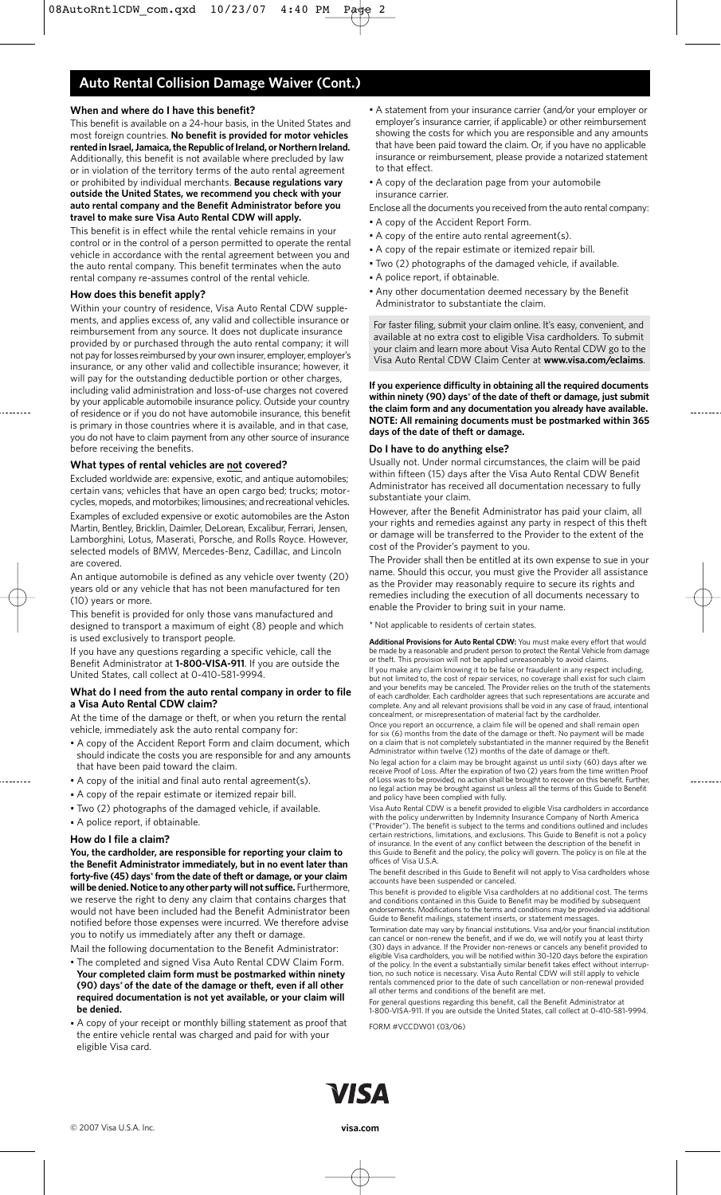## Auto Rental Collision Damage Waiver (Cont.)

### When and where do I have this benefit?

This benefit is available on a 24-hour basis, in the United States and most foreign countries. **No benefit is provided for motor vehicles rented in Israel, Jamaica, the Republic of Ireland, or Northern Ireland.** Additionally, this benefit is not available where precluded by law or in violation of the territory terms of the auto rental agreement or prohibited by individual merchants. **Because regulations vary outside the United States, we recommend you check with your auto rental company and the Benefit Administrator before you travel to make sure Visa Auto Rental CDW will apply.**

This benefit is in effect while the rental vehicle remains in your control or in the control of a person permitted to operate the rental vehicle in accordance with the rental agreement between you and the auto rental company. This benefit terminates when the auto rental company re-assumes control of the rental vehicle.

### How does this benefit apply?

Within your country of residence, Visa Auto Rental CDW supplements, and applies excess of, any valid and collectible insurance or reimbursement from any source. It does not duplicate insurance provided by or purchased through the auto rental company; it will not pay for losses reimbursed by your own insurer, employer, employer's insurance, or any other valid and collectible insurance; however, it will pay for the outstanding deductible portion or other charges, including valid administration and loss-of-use charges not covered by your applicable automobile insurance policy. Outside your country of residence or if you do not have automobile insurance, this benefit is primary in those countries where it is available, and in that case, you do not have to claim payment from any other source of insurance before receiving the benefits.

### What types of rental vehicles are not covered?

Excluded worldwide are: expensive, exotic, and antique automobiles; certain vans; vehicles that have an open cargo bed; trucks; motorcycles, mopeds, and motorbikes; limousines; and recreational vehicles.

Examples of excluded expensive or exotic automobiles are the Aston Martin, Bentley, Bricklin, Daimler, DeLorean, Excalibur, Ferrari, Jensen, Lamborghini, Lotus, Maserati, Porsche, and Rolls Royce. However, selected models of BMW, Mercedes-Benz, Cadillac, and Lincoln are covered.

An antique automobile is defined as any vehicle over twenty (20) years old or any vehicle that has not been manufactured for ten (10) years or more.

This benefit is provided for only those vans manufactured and designed to transport a maximum of eight (8) people and which is used exclusively to transport people.

If you have any questions regarding a specific vehicle, call the Benefit Administrator at **1-800-VISA-911**. If you are outside the United States, call collect at 0-410-581-9994.

### What do I need from the auto rental company in order to file a Visa Auto Rental CDW claim?

At the time of the damage or theft, or when you return the rental vehicle, immediately ask the auto rental company for:

- A copy of the Accident Report Form and claim document, which should indicate the costs you are responsible for and any amounts that have been paid toward the claim.
- A copy of the initial and final auto rental agreement(s).
- A copy of the repair estimate or itemized repair bill.
- Two (2) photographs of the damaged vehicle, if available.
- A police report, if obtainable.

### How do I file a claim?

**You, the cardholder, are responsible for reporting your claim to the Benefit Administrator immediately, but in no event later than forty-five (45) days\* from the date of theft or damage, or your claim will be denied. Notice to any other party will not suffice.** Furthermore, we reserve the right to deny any claim that contains charges that would not have been included had the Benefit Administrator been notified before those expenses were incurred. We therefore advise you to notify us immediately after any theft or damage.

Mail the following documentation to the Benefit Administrator:

- The completed and signed Visa Auto Rental CDW Claim Form. **Your completed claim form must be postmarked within ninety (90) days\* of the date of the damage or theft, even if all other required documentation is not yet available, or your claim will be denied.**
- A copy of your receipt or monthly billing statement as proof that the entire vehicle rental was charged and paid for with your eligible Visa card.
- A statement from your insurance carrier (and/or your employer or employer's insurance carrier, if applicable) or other reimbursement showing the costs for which you are responsible and any amounts that have been paid toward the claim. Or, if you have no applicable insurance or reimbursement, please provide a notarized statement to that effect.
- A copy of the declaration page from your automobile insurance carrier.

Enclose all the documents you received from the auto rental company:

- A copy of the Accident Report Form.
- A copy of the entire auto rental agreement(s).
- A copy of the repair estimate or itemized repair bill.
- Two (2) photographs of the damaged vehicle, if available.
- A police report, if obtainable.
- Any other documentation deemed necessary by the Benefit Administrator to substantiate the claim.

For faster filing, submit your claim online. It's easy, convenient, and available at no extra cost to eligible Visa cardholders. To submit your claim and learn more about Visa Auto Rental CDW go to the Visa Auto Rental CDW Claim Center at **www.visa.com/eclaims**.

**If you experience difficulty in obtaining all the required documents within ninety (90) days\* of the date of theft or damage, just submit the claim form and any documentation you already have available. NOTE: All remaining documents must be postmarked within 365 days of the date of theft or damage.**

### Do I have to do anything else?

Usually not. Under normal circumstances, the claim will be paid within fifteen (15) days after the Visa Auto Rental CDW Benefit Administrator has received all documentation necessary to fully substantiate your claim.

However, after the Benefit Administrator has paid your claim, all your rights and remedies against any party in respect of this theft or damage will be transferred to the Provider to the extent of the cost of the Provider's payment to you.

The Provider shall then be entitled at its own expense to sue in your name. Should this occur, you must give the Provider all assistance as the Provider may reasonably require to secure its rights and remedies including the execution of all documents necessary to enable the Provider to bring suit in your name.

\* Not applicable to residents of certain states.

**Additional Provisions for Auto Rental CDW:** You must make every effort that would be made by a reasonable and prudent person to protect the Rental Vehicle from damage or theft. This provision will not be applied unreasonably to avoid claims.

If you make any claim knowing it to be false or fraudulent in any respect including, but not limited to, the cost of repair services, no coverage shall exist for such claim and your benefits may be canceled. The Provider relies on the truth of the statements of each cardholder. Each cardholder agrees that such representations are accurate and complete. Any and all relevant provisions shall be void in any case of fraud, intentional concealment, or misrepresentation of material fact by the cardholder.

Once you report an occurrence, a claim file will be opened and shall remain open for six (6) months from the date of the damage or theft. No payment will be made on a claim that is not completely substantiated in the manner required by the Benefit Administrator within twelve (12) months of the date of damage or theft.

No legal action for a claim may be brought against us until sixty (60) days after we receive Proof of Loss. After the expiration of two (2) years from the time written Proof of Loss was to be provided, no action shall be brought to recover on this benefit. Further, no legal action may be brought against us unless all the terms of this Guide to Benefit and policy have been complied with fully.

Visa Auto Rental CDW is a benefit provided to eligible Visa cardholders in accordance with the policy underwritten by Indemnity Insurance Company of North America ("Provider"). The benefit is subject to the terms and conditions outlined and includes certain restrictions, limitations, and exclusions. This Guide to Benefit is not a policy of insurance. In the event of any conflict between the description of the benefit in this Guide to Benefit and the policy, the policy will govern. The policy is on file at the offices of Visa U.S.A.

The benefit described in this Guide to Benefit will not apply to Visa cardholders whose accounts have been suspended or canceled.

This benefit is provided to eligible Visa cardholders at no additional cost. The terms and conditions contained in this Guide to Benefit may be modified by subsequent endorsements. Modifications to the terms and conditions may be provided via additional Guide to Benefit mailings, statement inserts, or statement messages.

Termination date may vary by financial institutions. Visa and/or your financial institution can cancel or non-renew the benefit, and if we do, we will notify you at least thirty (30) days in advance. If the Provider non-renews or cancels any benefit provided to eligible Visa cardholders, you will be notified within 30–120 days before the expiration of the policy. In the event a substantially similar benefit takes effect without interruption, no such notice is necessary. Visa Auto Rental CDW will still apply to vehicle rentals commenced prior to the date of such cancellation or non-renewal provided all other terms and conditions of the benefit are met.

For general questions regarding this benefit, call the Benefit Administrator at 1-800-VISA-911. If you are outside the United States, call collect at 0-410-581-9994.

FORM #VCCDW01 (03/06)

VISA

© 2007 Visa U.S.A. Inc.

visa.com